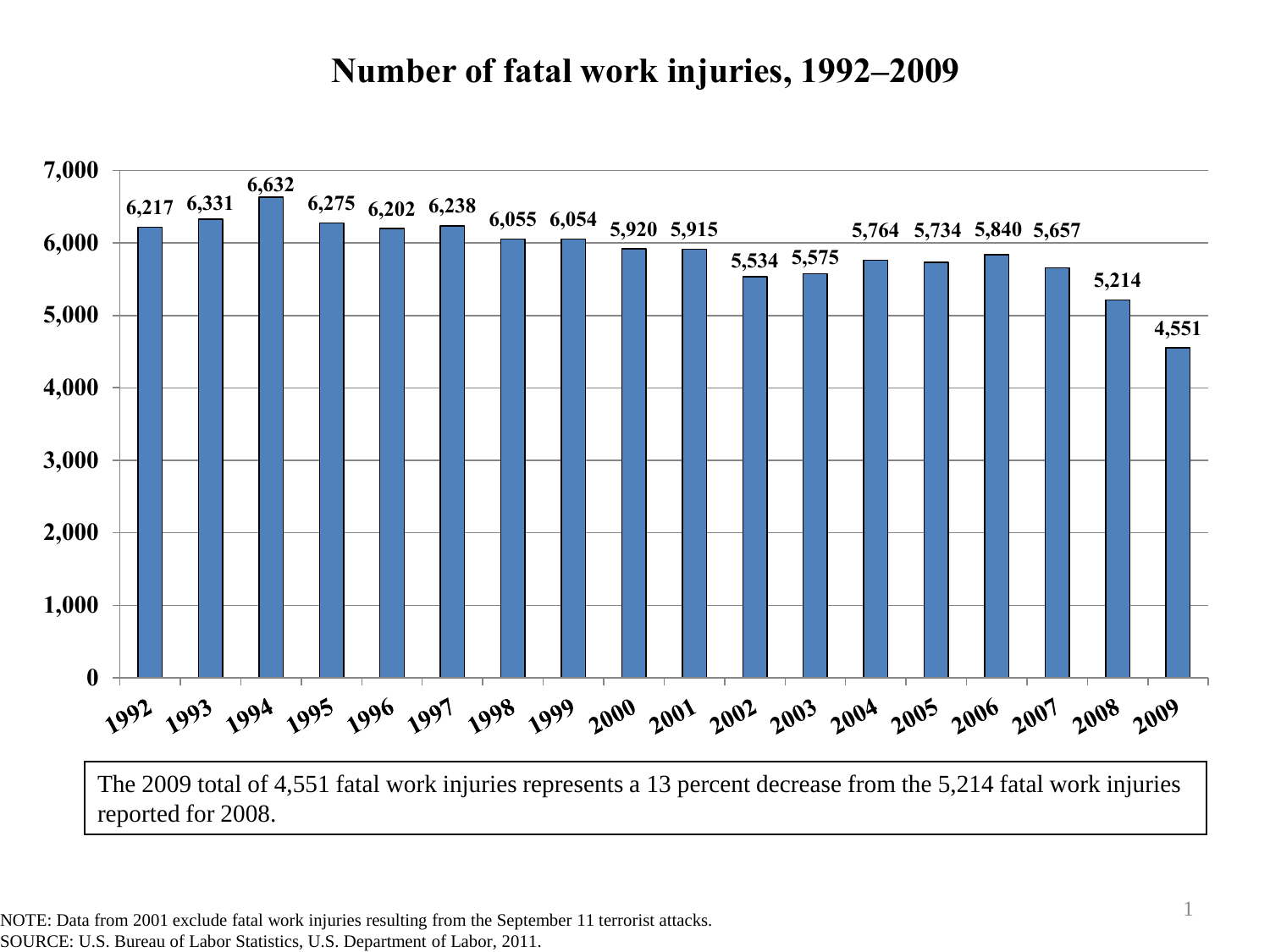# Number of fatal work injuries, 1992–2009

| Year | Fatal work injuries |
| --- | --- |
| 1992 | 6,217 |
| 1993 | 6,331 |
| 1994 | 6,632 |
| 1995 | 6,275 |
| 1996 | 6,202 |
| 1997 | 6,238 |
| 1998 | 6,055 |
| 1999 | 6,054 |
| 2000 | 5,920 |
| 2001 | 5,915 |
| 2002 | 5,534 |
| 2003 | 5,575 |
| 2004 | 5,764 |
| 2005 | 5,734 |
| 2006 | 5,840 |
| 2007 | 5,657 |
| 2008 | 5,214 |
| 2009 | 4,551 |

The 2009 total of 4,551 fatal work injuries represents a 13 percent decrease from the 5,214 fatal work injuries reported for 2008.

NOTE: Data from 2001 exclude fatal work injuries resulting from the September 11 terrorist attacks.
SOURCE: U.S. Bureau of Labor Statistics, U.S. Department of Labor, 2011.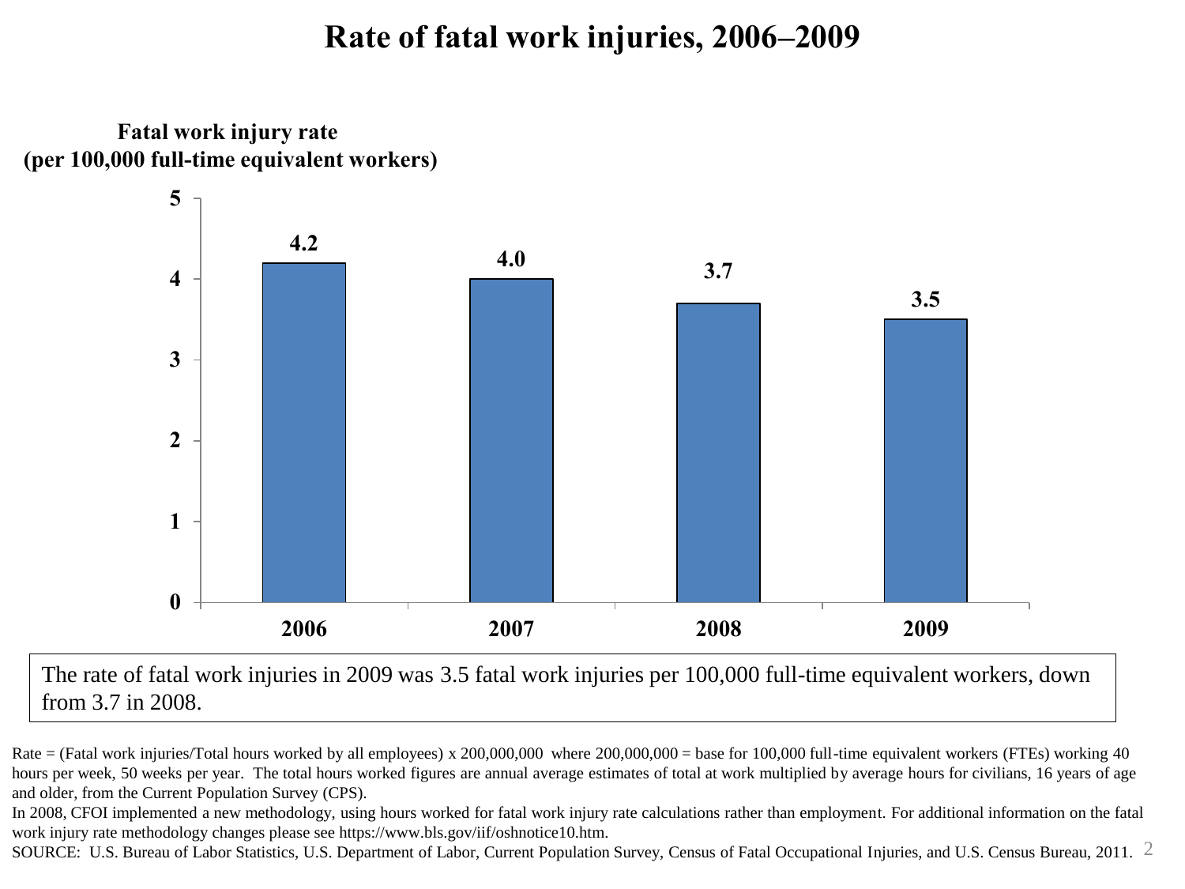# Rate of fatal work injuries, 2006–2009

**Fatal work injury rate (per 100,000 full-time equivalent workers)**

| Year | Rate |
|---|---|
| 2006 | 4.2 |
| 2007 | 4.0 |
| 2008 | 3.7 |
| 2009 | 3.5 |

The rate of fatal work injuries in 2009 was 3.5 fatal work injuries per 100,000 full-time equivalent workers, down from 3.7 in 2008.

Rate = (Fatal work injuries/Total hours worked by all employees) x 200,000,000 where 200,000,000 = base for 100,000 full-time equivalent workers (FTEs) working 40 hours per week, 50 weeks per year. The total hours worked figures are annual average estimates of total at work multiplied by average hours for civilians, 16 years of age and older, from the Current Population Survey (CPS).

In 2008, CFOI implemented a new methodology, using hours worked for fatal work injury rate calculations rather than employment. For additional information on the fatal work injury rate methodology changes please see https://www.bls.gov/iif/oshnotice10.htm.

SOURCE: U.S. Bureau of Labor Statistics, U.S. Department of Labor, Current Population Survey, Census of Fatal Occupational Injuries, and U.S. Census Bureau, 2011.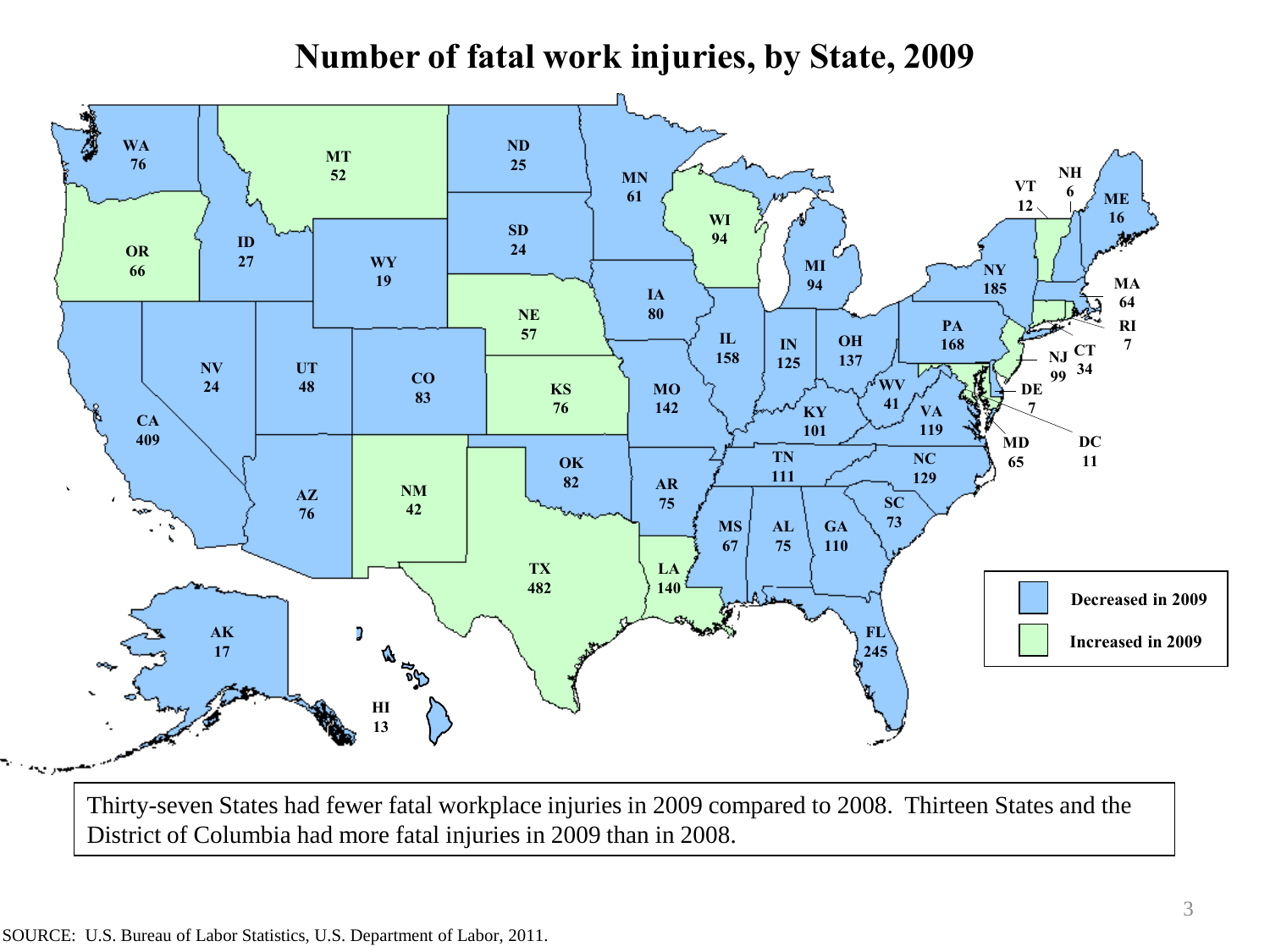# Number of fatal work injuries, by State, 2009

| State | Fatal work injuries | Change in 2009 |
| --- | --- | --- |
| WA | 76 | Decreased in 2009 |
| OR | 66 | Increased in 2009 |
| CA | 409 | Decreased in 2009 |
| ID | 27 | Decreased in 2009 |
| NV | 24 | Decreased in 2009 |
| MT | 52 | Increased in 2009 |
| WY | 19 | Decreased in 2009 |
| UT | 48 | Decreased in 2009 |
| AZ | 76 | Decreased in 2009 |
| CO | 83 | Decreased in 2009 |
| NM | 42 | Increased in 2009 |
| ND | 25 | Decreased in 2009 |
| SD | 24 | Decreased in 2009 |
| NE | 57 | Increased in 2009 |
| KS | 76 | Increased in 2009 |
| OK | 82 | Decreased in 2009 |
| TX | 482 | Increased in 2009 |
| MN | 61 | Decreased in 2009 |
| IA | 80 | Decreased in 2009 |
| MO | 142 | Decreased in 2009 |
| AR | 75 | Decreased in 2009 |
| LA | 140 | Increased in 2009 |
| WI | 94 | Increased in 2009 |
| IL | 158 | Decreased in 2009 |
| MI | 94 | Decreased in 2009 |
| IN | 125 | Decreased in 2009 |
| OH | 137 | Decreased in 2009 |
| KY | 101 | Decreased in 2009 |
| TN | 111 | Decreased in 2009 |
| MS | 67 | Decreased in 2009 |
| AL | 75 | Decreased in 2009 |
| GA | 110 | Decreased in 2009 |
| FL | 245 | Decreased in 2009 |
| SC | 73 | Decreased in 2009 |
| NC | 129 | Decreased in 2009 |
| VA | 119 | Decreased in 2009 |
| WV | 41 | Decreased in 2009 |
| PA | 168 | Decreased in 2009 |
| NY | 185 | Decreased in 2009 |
| VT | 12 | Increased in 2009 |
| NH | 6 | Decreased in 2009 |
| ME | 16 | Decreased in 2009 |
| MA | 64 | Decreased in 2009 |
| RI | 7 | Increased in 2009 |
| CT | 34 | Increased in 2009 |
| NJ | 99 | Increased in 2009 |
| DE | 7 | Decreased in 2009 |
| MD | 65 | Increased in 2009 |
| DC | 11 | Increased in 2009 |
| AK | 17 | Decreased in 2009 |
| HI | 13 | Decreased in 2009 |

Thirty-seven States had fewer fatal workplace injuries in 2009 compared to 2008. Thirteen States and the District of Columbia had more fatal injuries in 2009 than in 2008.

SOURCE: U.S. Bureau of Labor Statistics, U.S. Department of Labor, 2011.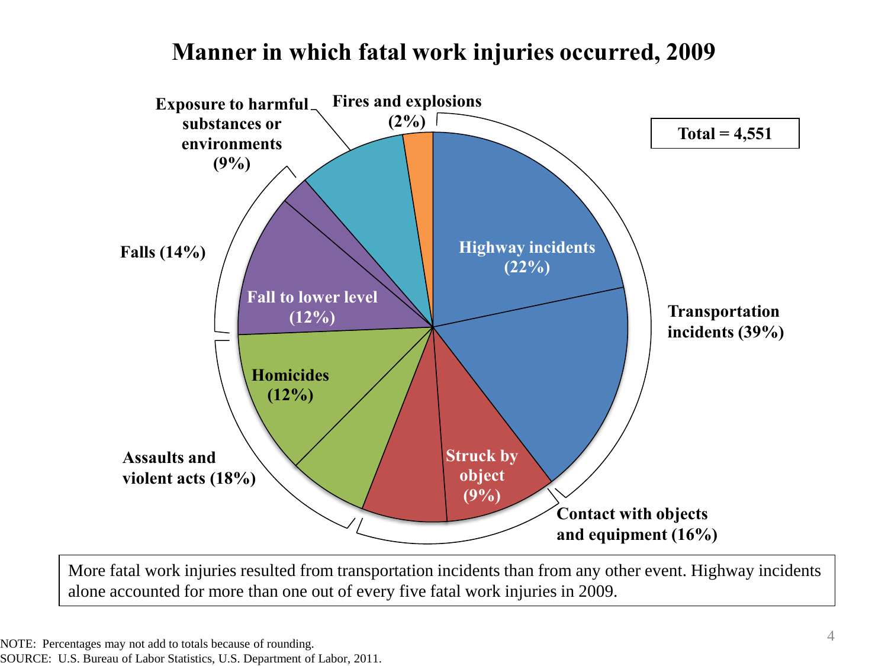# Manner in which fatal work injuries occurred, 2009

Total = 4,551

- Transportation incidents (39%)
  - Highway incidents (22%)
- Contact with objects and equipment (16%)
  - Struck by object (9%)
- Assaults and violent acts (18%)
  - Homicides (12%)
- Falls (14%)
  - Fall to lower level (12%)
- Exposure to harmful substances or environments (9%)
- Fires and explosions (2%)

More fatal work injuries resulted from transportation incidents than from any other event. Highway incidents alone accounted for more than one out of every five fatal work injuries in 2009.

NOTE: Percentages may not add to totals because of rounding.
SOURCE: U.S. Bureau of Labor Statistics, U.S. Department of Labor, 2011.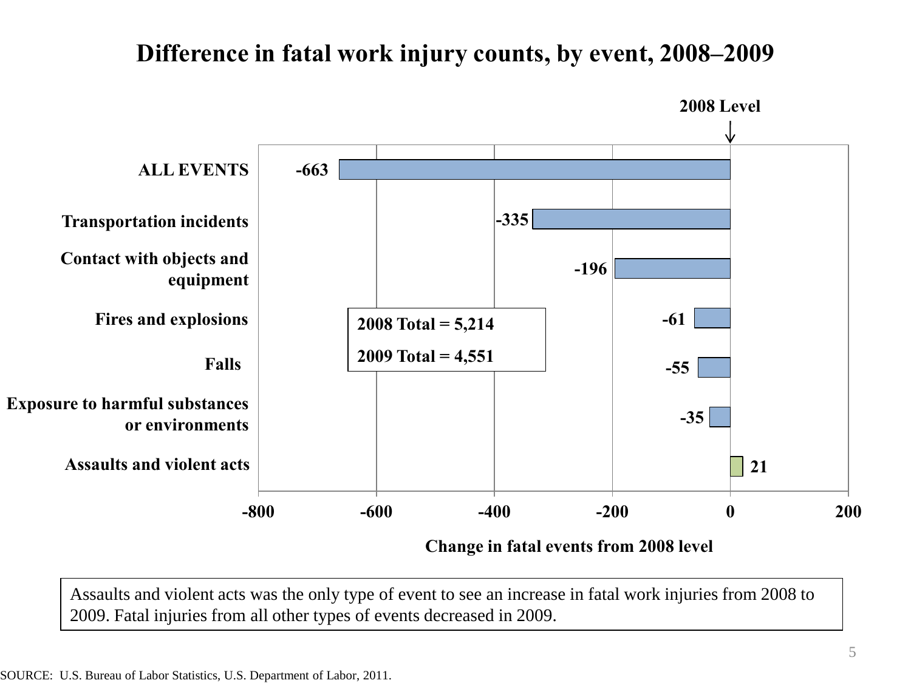# Difference in fatal work injury counts, by event, 2008–2009

2008 Level

| Event | Change in fatal events from 2008 level |
|---|---|
| ALL EVENTS | -663 |
| Transportation incidents | -335 |
| Contact with objects and equipment | -196 |
| Fires and explosions | -61 |
| Falls | -55 |
| Exposure to harmful substances or environments | -35 |
| Assaults and violent acts | 21 |

2008 Total = 5,214

2009 Total = 4,551

Change in fatal events from 2008 level

Assaults and violent acts was the only type of event to see an increase in fatal work injuries from 2008 to 2009. Fatal injuries from all other types of events decreased in 2009.

SOURCE: U.S. Bureau of Labor Statistics, U.S. Department of Labor, 2011.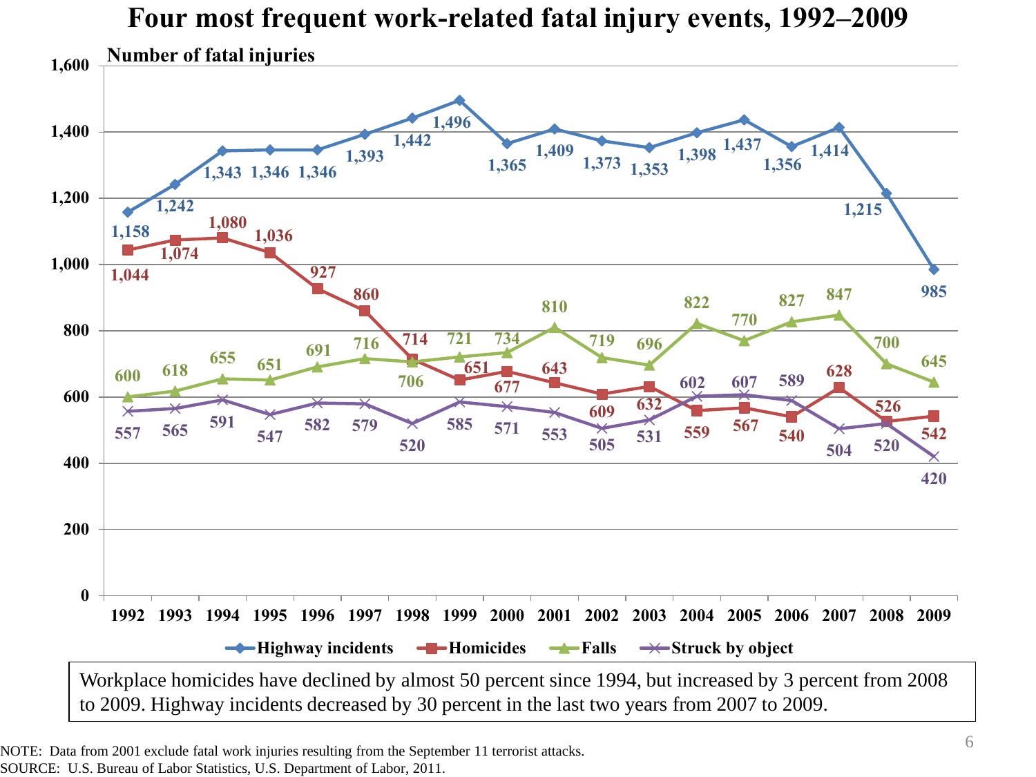# Four most frequent work-related fatal injury events, 1992–2009

Number of fatal injuries

| Year | Highway incidents | Homicides | Falls | Struck by object |
|---|---|---|---|---|
| 1992 | 1,158 | 1,044 | 600 | 557 |
| 1993 | 1,242 | 1,074 | 618 | 565 |
| 1994 | 1,343 | 1,080 | 655 | 591 |
| 1995 | 1,346 | 1,036 | 651 | 547 |
| 1996 | 1,346 | 927 | 691 | 582 |
| 1997 | 1,393 | 860 | 716 | 579 |
| 1998 | 1,442 | 714 | 706 | 520 |
| 1999 | 1,496 | 651 | 721 | 585 |
| 2000 | 1,365 | 677 | 734 | 571 |
| 2001 | 1,409 | 643 | 810 | 553 |
| 2002 | 1,373 | 609 | 719 | 505 |
| 2003 | 1,353 | 632 | 696 | 531 |
| 2004 | 1,398 | 559 | 822 | 602 |
| 2005 | 1,437 | 567 | 770 | 607 |
| 2006 | 1,356 | 540 | 827 | 589 |
| 2007 | 1,414 | 628 | 847 | 504 |
| 2008 | 1,215 | 526 | 700 | 520 |
| 2009 | 985 | 542 | 645 | 420 |

Workplace homicides have declined by almost 50 percent since 1994, but increased by 3 percent from 2008 to 2009. Highway incidents decreased by 30 percent in the last two years from 2007 to 2009.

NOTE: Data from 2001 exclude fatal work injuries resulting from the September 11 terrorist attacks.
SOURCE: U.S. Bureau of Labor Statistics, U.S. Department of Labor, 2011.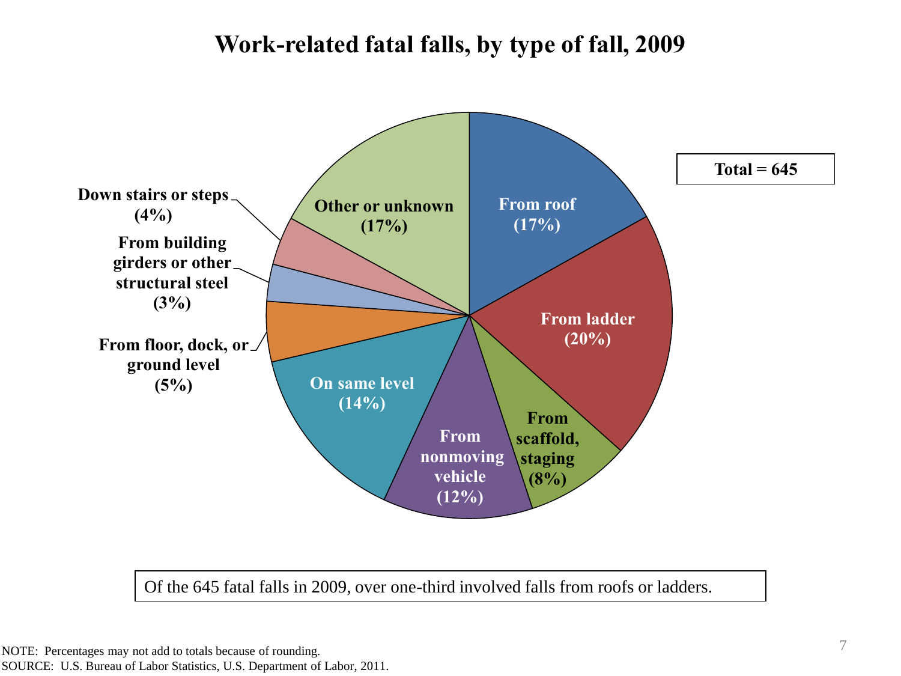# Work-related fatal falls, by type of fall, 2009

Total = 645

- From roof (17%)
- From ladder (20%)
- From scaffold, staging (8%)
- From nonmoving vehicle (12%)
- On same level (14%)
- From floor, dock, or ground level (5%)
- From building girders or other structural steel (3%)
- Down stairs or steps (4%)
- Other or unknown (17%)

Of the 645 fatal falls in 2009, over one-third involved falls from roofs or ladders.

NOTE: Percentages may not add to totals because of rounding.
SOURCE: U.S. Bureau of Labor Statistics, U.S. Department of Labor, 2011.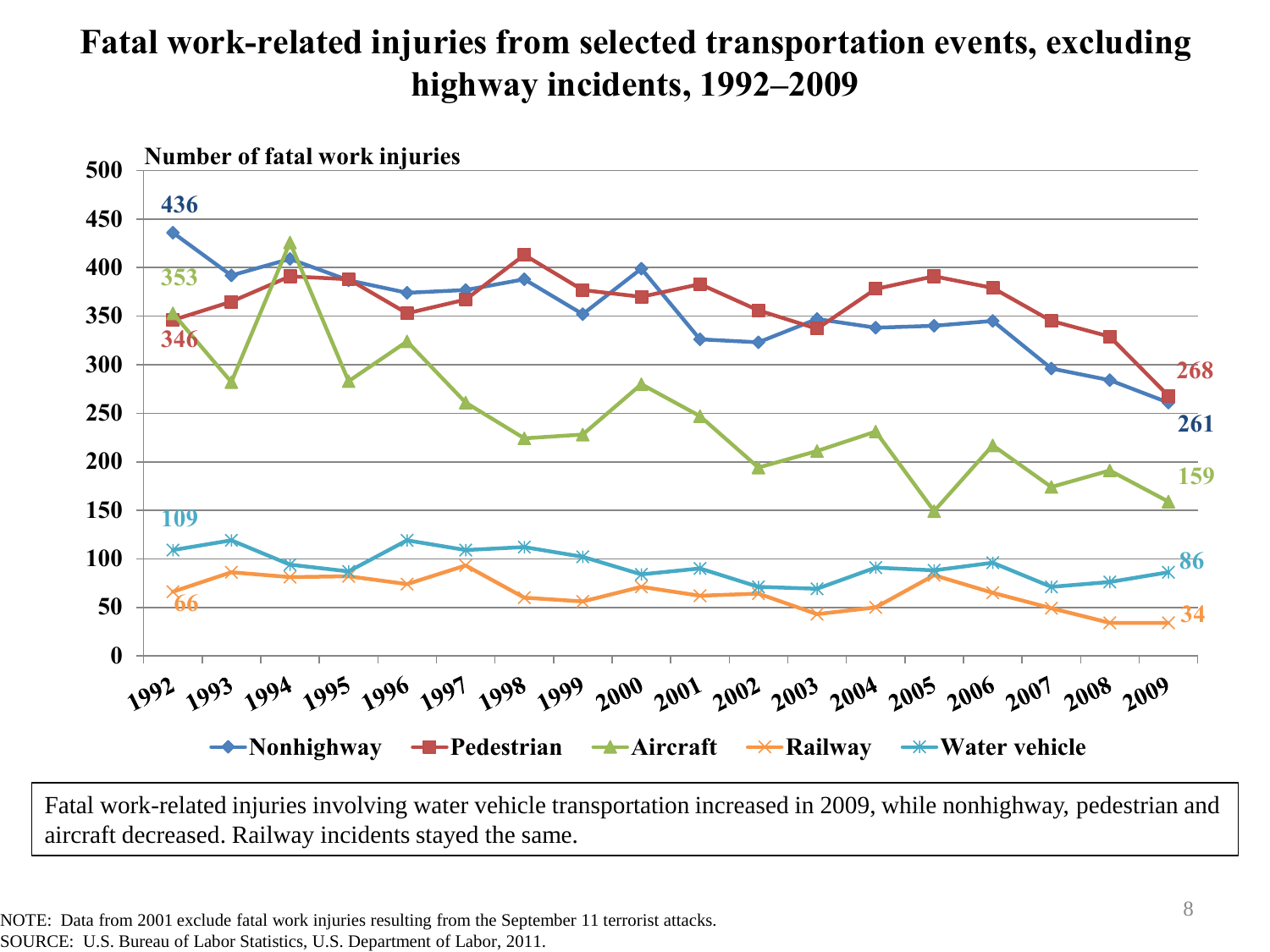# Fatal work-related injuries from selected transportation events, excluding highway incidents, 1992–2009

Number of fatal work injuries

Fatal work-related injuries involving water vehicle transportation increased in 2009, while nonhighway, pedestrian and aircraft decreased. Railway incidents stayed the same.

NOTE: Data from 2001 exclude fatal work injuries resulting from the September 11 terrorist attacks.
SOURCE: U.S. Bureau of Labor Statistics, U.S. Department of Labor, 2011.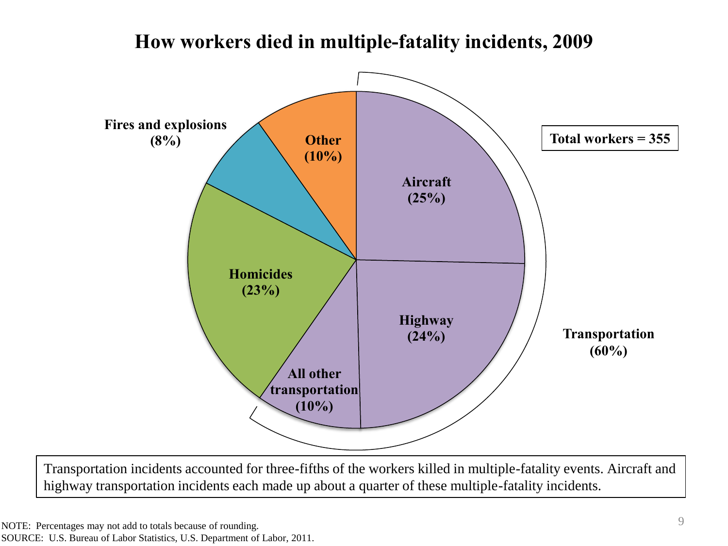# How workers died in multiple-fatality incidents, 2009

Total workers = 355

| Category | Percent |
|---|---|
| Aircraft | 25% |
| Highway | 24% |
| All other transportation | 10% |
| Transportation (total) | 60% |
| Homicides | 23% |
| Fires and explosions | 8% |
| Other | 10% |

Transportation incidents accounted for three-fifths of the workers killed in multiple-fatality events. Aircraft and highway transportation incidents each made up about a quarter of these multiple-fatality incidents.

NOTE: Percentages may not add to totals because of rounding.
SOURCE: U.S. Bureau of Labor Statistics, U.S. Department of Labor, 2011.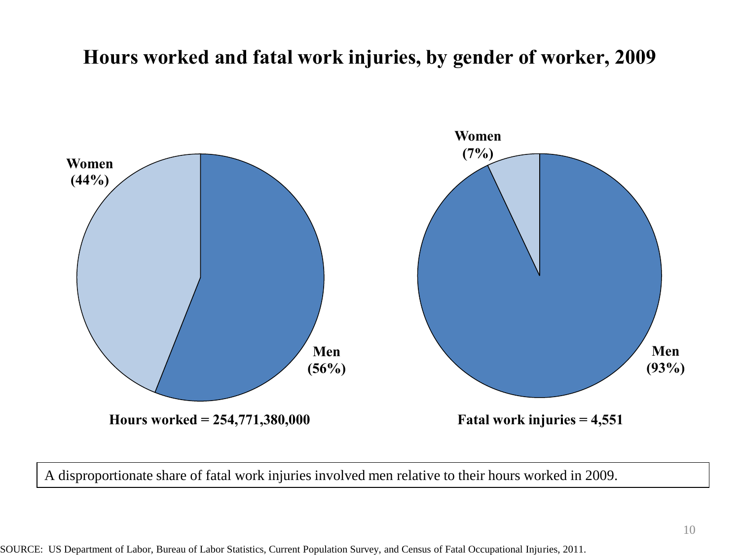# Hours worked and fatal work injuries, by gender of worker, 2009

Women (44%)

Men (56%)

**Hours worked = 254,771,380,000**

Women (7%)

Men (93%)

**Fatal work injuries = 4,551**

A disproportionate share of fatal work injuries involved men relative to their hours worked in 2009.

SOURCE: US Department of Labor, Bureau of Labor Statistics, Current Population Survey, and Census of Fatal Occupational Injuries, 2011.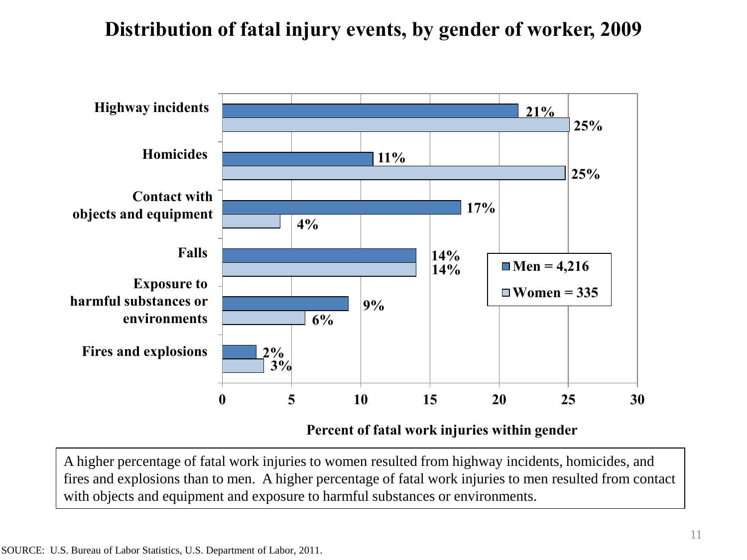# Distribution of fatal injury events, by gender of worker, 2009

| Event | Men = 4,216 | Women = 335 |
|---|---|---|
| Highway incidents | 21% | 25% |
| Homicides | 11% | 25% |
| Contact with objects and equipment | 17% | 4% |
| Falls | 14% | 14% |
| Exposure to harmful substances or environments | 9% | 6% |
| Fires and explosions | 2% | 3% |

Percent of fatal work injuries within gender

A higher percentage of fatal work injuries to women resulted from highway incidents, homicides, and fires and explosions than to men. A higher percentage of fatal work injuries to men resulted from contact with objects and equipment and exposure to harmful substances or environments.

SOURCE: U.S. Bureau of Labor Statistics, U.S. Department of Labor, 2011.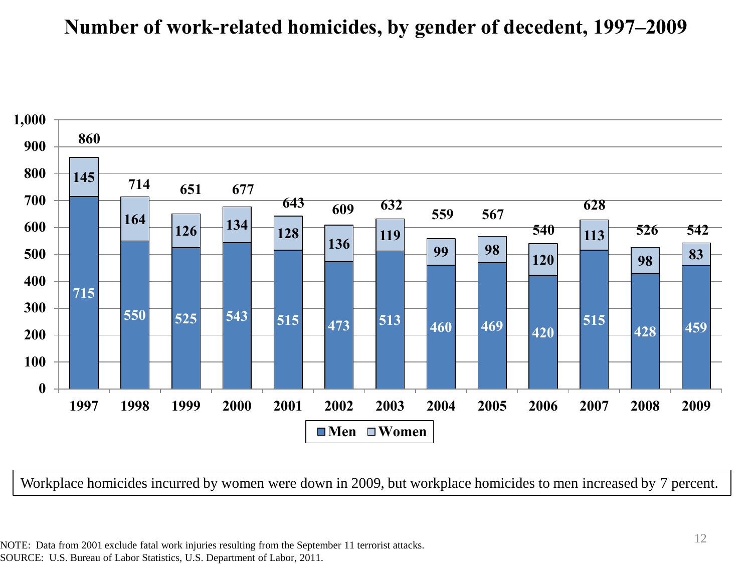# Number of work-related homicides, by gender of decedent, 1997–2009

| Year | Men | Women | Total |
|---|---|---|---|
| 1997 | 715 | 145 | 860 |
| 1998 | 550 | 164 | 714 |
| 1999 | 525 | 126 | 651 |
| 2000 | 543 | 134 | 677 |
| 2001 | 515 | 128 | 643 |
| 2002 | 473 | 136 | 609 |
| 2003 | 513 | 119 | 632 |
| 2004 | 460 | 99 | 559 |
| 2005 | 469 | 98 | 567 |
| 2006 | 420 | 120 | 540 |
| 2007 | 515 | 113 | 628 |
| 2008 | 428 | 98 | 526 |
| 2009 | 459 | 83 | 542 |

Workplace homicides incurred by women were down in 2009, but workplace homicides to men increased by 7 percent.

NOTE: Data from 2001 exclude fatal work injuries resulting from the September 11 terrorist attacks.
SOURCE: U.S. Bureau of Labor Statistics, U.S. Department of Labor, 2011.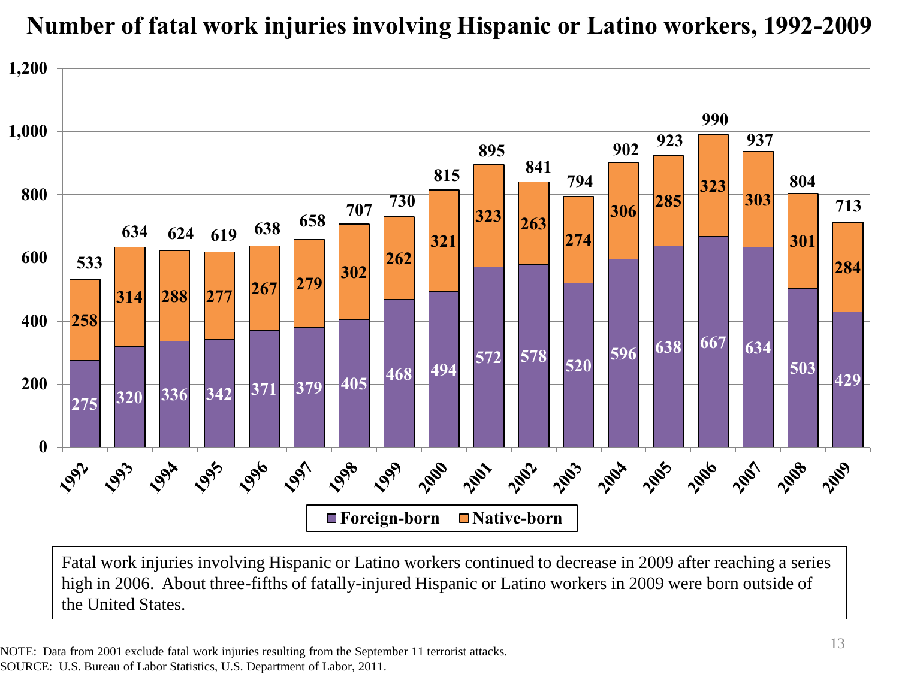# Number of fatal work injuries involving Hispanic or Latino workers, 1992-2009

| Year | Foreign-born | Native-born | Total |
|---|---|---|---|
| 1992 | 275 | 258 | 533 |
| 1993 | 320 | 314 | 634 |
| 1994 | 336 | 288 | 624 |
| 1995 | 342 | 277 | 619 |
| 1996 | 371 | 267 | 638 |
| 1997 | 379 | 279 | 658 |
| 1998 | 405 | 302 | 707 |
| 1999 | 468 | 262 | 730 |
| 2000 | 494 | 321 | 815 |
| 2001 | 572 | 323 | 895 |
| 2002 | 578 | 263 | 841 |
| 2003 | 520 | 274 | 794 |
| 2004 | 596 | 306 | 902 |
| 2005 | 638 | 285 | 923 |
| 2006 | 667 | 323 | 990 |
| 2007 | 634 | 303 | 937 |
| 2008 | 503 | 301 | 804 |
| 2009 | 429 | 284 | 713 |

Fatal work injuries involving Hispanic or Latino workers continued to decrease in 2009 after reaching a series high in 2006. About three-fifths of fatally-injured Hispanic or Latino workers in 2009 were born outside of the United States.

NOTE: Data from 2001 exclude fatal work injuries resulting from the September 11 terrorist attacks.
SOURCE: U.S. Bureau of Labor Statistics, U.S. Department of Labor, 2011.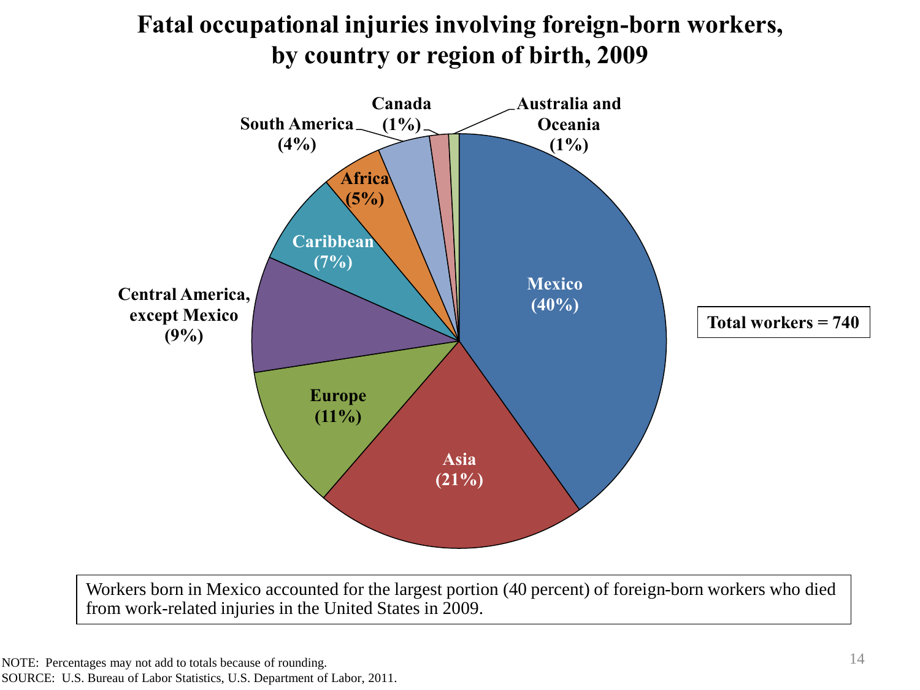# Fatal occupational injuries involving foreign-born workers, by country or region of birth, 2009

| Country or region of birth | Percent |
|---|---|
| Mexico | 40% |
| Asia | 21% |
| Europe | 11% |
| Central America, except Mexico | 9% |
| Caribbean | 7% |
| Africa | 5% |
| South America | 4% |
| Canada | 1% |
| Australia and Oceania | 1% |

Total workers = 740

Workers born in Mexico accounted for the largest portion (40 percent) of foreign-born workers who died from work-related injuries in the United States in 2009.

NOTE: Percentages may not add to totals because of rounding.
SOURCE: U.S. Bureau of Labor Statistics, U.S. Department of Labor, 2011.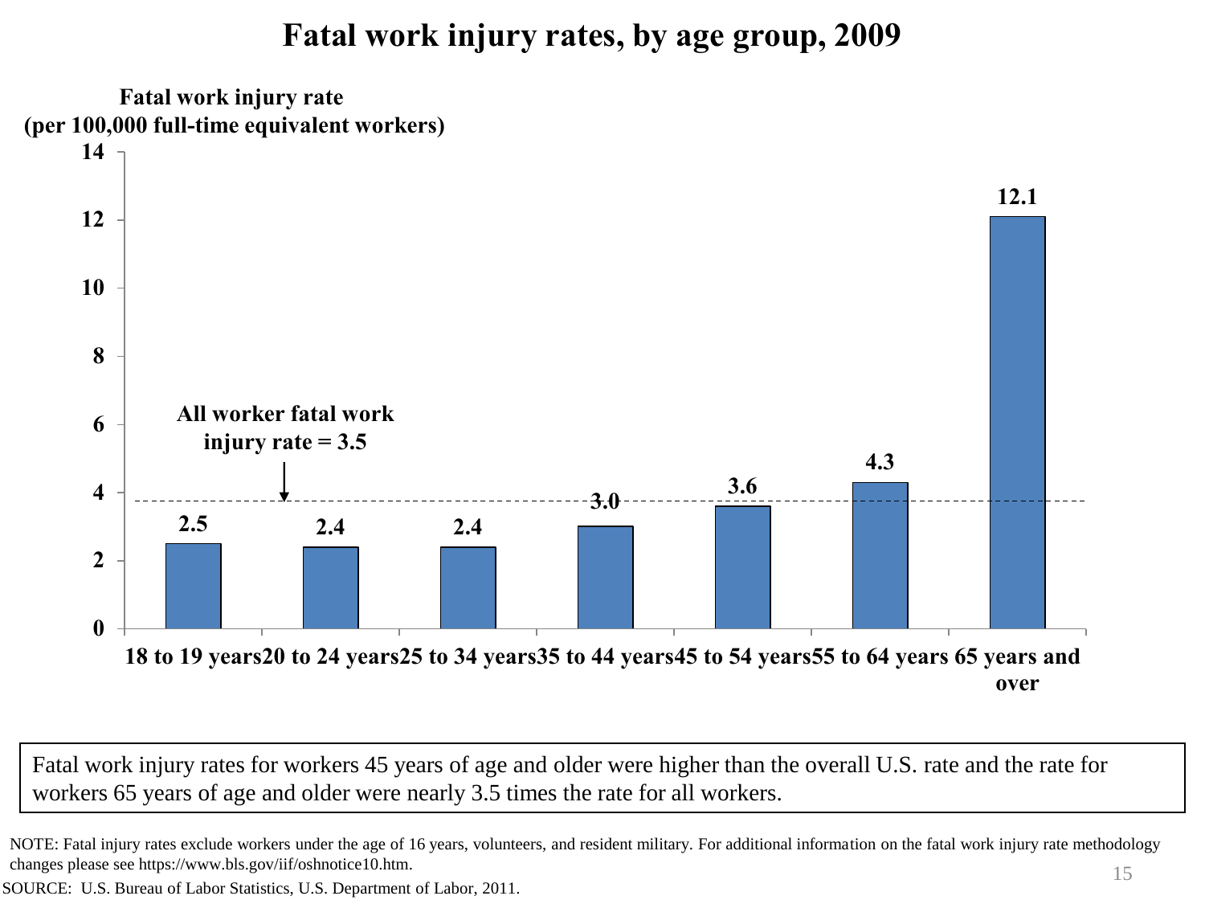# Fatal work injury rates, by age group, 2009

Fatal work injury rate (per 100,000 full-time equivalent workers)

| Age group | Fatal work injury rate |
|---|---|
| 18 to 19 years | 2.5 |
| 20 to 24 years | 2.4 |
| 25 to 34 years | 2.4 |
| 35 to 44 years | 3.0 |
| 45 to 54 years | 3.6 |
| 55 to 64 years | 4.3 |
| 65 years and over | 12.1 |

All worker fatal work injury rate = 3.5

Fatal work injury rates for workers 45 years of age and older were higher than the overall U.S. rate and the rate for workers 65 years of age and older were nearly 3.5 times the rate for all workers.

NOTE: Fatal injury rates exclude workers under the age of 16 years, volunteers, and resident military. For additional information on the fatal work injury rate methodology changes please see https://www.bls.gov/iif/oshnotice10.htm.

SOURCE: U.S. Bureau of Labor Statistics, U.S. Department of Labor, 2011.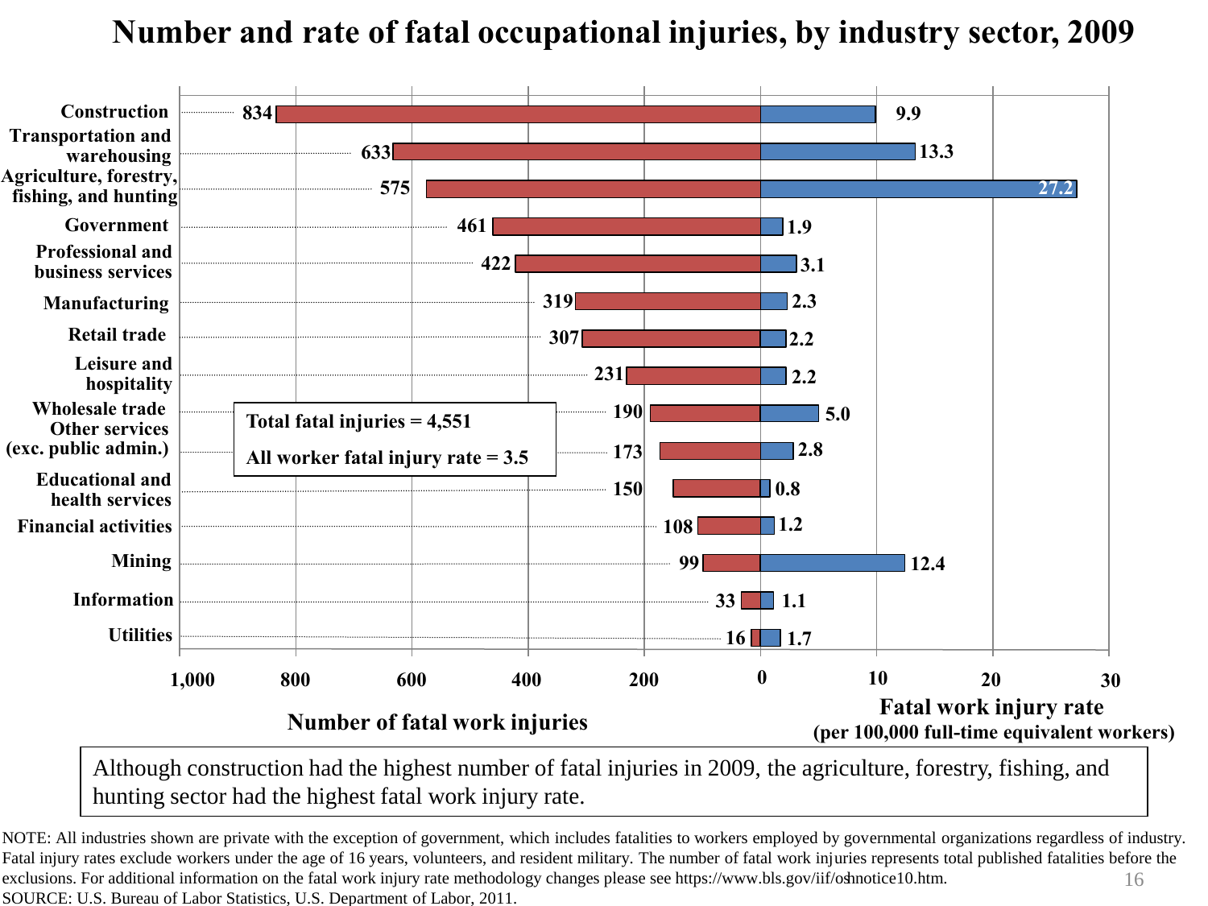# Number and rate of fatal occupational injuries, by industry sector, 2009

| Industry sector | Number of fatal work injuries | Fatal work injury rate (per 100,000 full-time equivalent workers) |
|---|---|---|
| Construction | 834 | 9.9 |
| Transportation and warehousing | 633 | 13.3 |
| Agriculture, forestry, fishing, and hunting | 575 | 27.2 |
| Government | 461 | 1.9 |
| Professional and business services | 422 | 3.1 |
| Manufacturing | 319 | 2.3 |
| Retail trade | 307 | 2.2 |
| Leisure and hospitality | 231 | 2.2 |
| Wholesale trade | 190 | 5.0 |
| Other services (exc. public admin.) | 173 | 2.8 |
| Educational and health services | 150 | 0.8 |
| Financial activities | 108 | 1.2 |
| Mining | 99 | 12.4 |
| Information | 33 | 1.1 |
| Utilities | 16 | 1.7 |

Total fatal injuries = 4,551

All worker fatal injury rate = 3.5

Although construction had the highest number of fatal injuries in 2009, the agriculture, forestry, fishing, and hunting sector had the highest fatal work injury rate.

NOTE: All industries shown are private with the exception of government, which includes fatalities to workers employed by governmental organizations regardless of industry. Fatal injury rates exclude workers under the age of 16 years, volunteers, and resident military. The number of fatal work injuries represents total published fatalities before the exclusions. For additional information on the fatal work injury rate methodology changes please see https://www.bls.gov/iif/oshnotice10.htm.

SOURCE: U.S. Bureau of Labor Statistics, U.S. Department of Labor, 2011.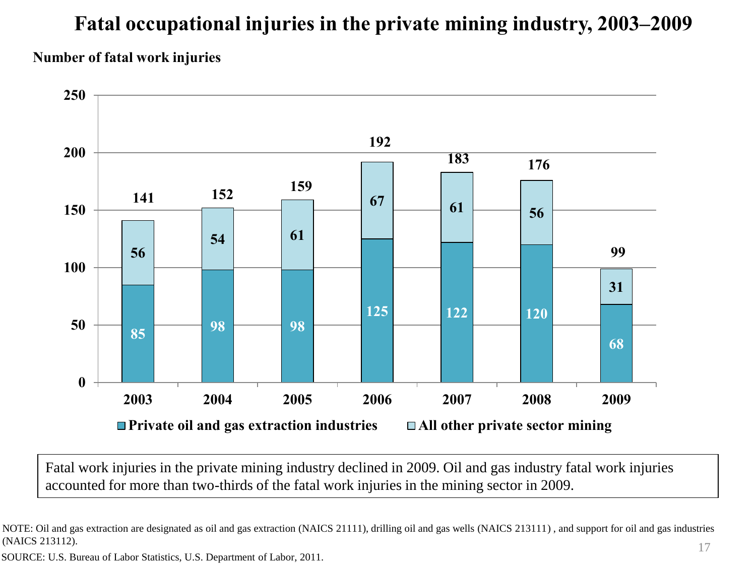# Fatal occupational injuries in the private mining industry, 2003–2009

**Number of fatal work injuries**

| Year | Private oil and gas extraction industries | All other private sector mining | Total |
|---|---|---|---|
| 2003 | 85 | 56 | 141 |
| 2004 | 98 | 54 | 152 |
| 2005 | 98 | 61 | 159 |
| 2006 | 125 | 67 | 192 |
| 2007 | 122 | 61 | 183 |
| 2008 | 120 | 56 | 176 |
| 2009 | 68 | 31 | 99 |

Fatal work injuries in the private mining industry declined in 2009. Oil and gas industry fatal work injuries accounted for more than two-thirds of the fatal work injuries in the mining sector in 2009.

NOTE: Oil and gas extraction are designated as oil and gas extraction (NAICS 21111), drilling oil and gas wells (NAICS 213111) , and support for oil and gas industries (NAICS 213112).

SOURCE: U.S. Bureau of Labor Statistics, U.S. Department of Labor, 2011.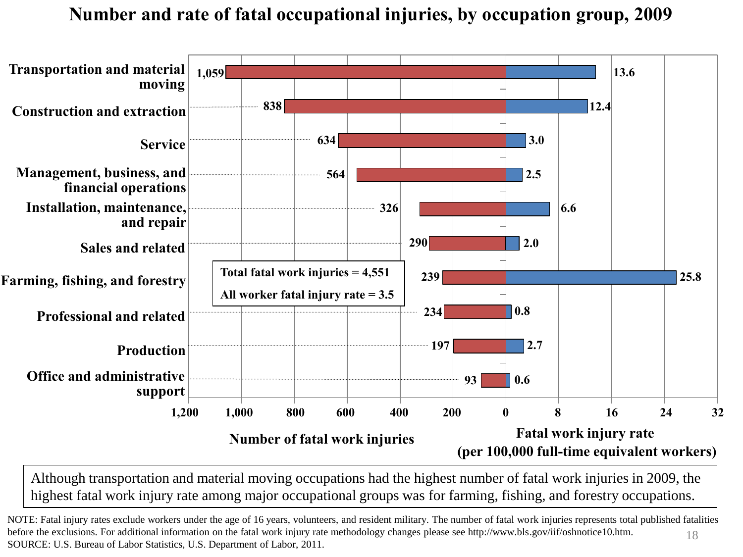# Number and rate of fatal occupational injuries, by occupation group, 2009

| Occupation group | Number of fatal work injuries | Fatal work injury rate (per 100,000 full-time equivalent workers) |
| --- | --- | --- |
| Transportation and material moving | 1,059 | 13.6 |
| Construction and extraction | 838 | 12.4 |
| Service | 634 | 3.0 |
| Management, business, and financial operations | 564 | 2.5 |
| Installation, maintenance, and repair | 326 | 6.6 |
| Sales and related | 290 | 2.0 |
| Farming, fishing, and forestry | 239 | 25.8 |
| Professional and related | 234 | 0.8 |
| Production | 197 | 2.7 |
| Office and administrative support | 93 | 0.6 |

Total fatal work injuries = 4,551

All worker fatal injury rate = 3.5

Although transportation and material moving occupations had the highest number of fatal work injuries in 2009, the highest fatal work injury rate among major occupational groups was for farming, fishing, and forestry occupations.

NOTE: Fatal injury rates exclude workers under the age of 16 years, volunteers, and resident military. The number of fatal work injuries represents total published fatalities before the exclusions. For additional information on the fatal work injury rate methodology changes please see http://www.bls.gov/iif/oshnotice10.htm.

SOURCE: U.S. Bureau of Labor Statistics, U.S. Department of Labor, 2011.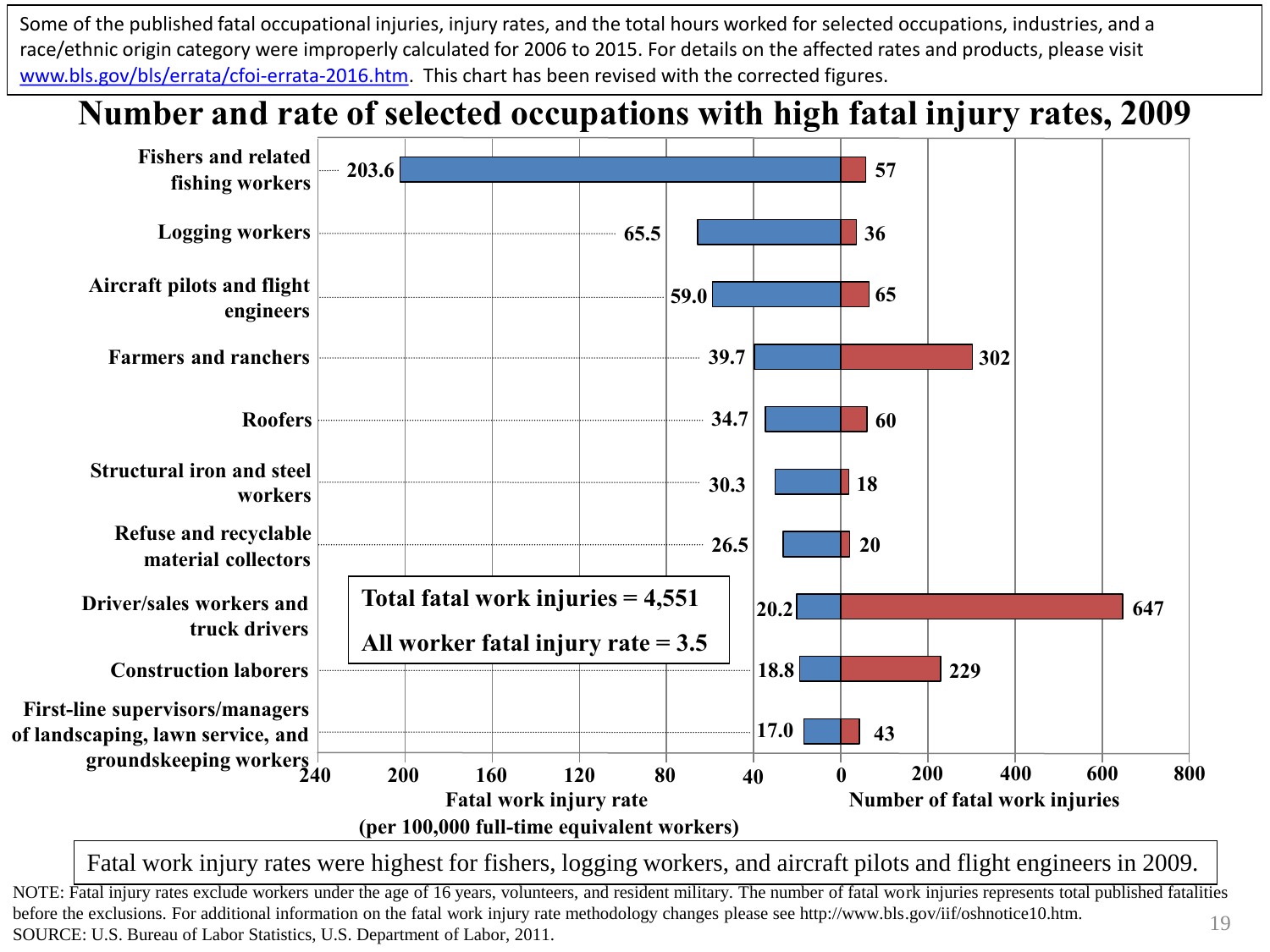Some of the published fatal occupational injuries, injury rates, and the total hours worked for selected occupations, industries, and a race/ethnic origin category were improperly calculated for 2006 to 2015. For details on the affected rates and products, please visit www.bls.gov/bls/errata/cfoi-errata-2016.htm. This chart has been revised with the corrected figures.

# Number and rate of selected occupations with high fatal injury rates, 2009

| Occupation | Fatal work injury rate (per 100,000 full-time equivalent workers) | Number of fatal work injuries |
| --- | --- | --- |
| Fishers and related fishing workers | 203.6 | 57 |
| Logging workers | 65.5 | 36 |
| Aircraft pilots and flight engineers | 59.0 | 65 |
| Farmers and ranchers | 39.7 | 302 |
| Roofers | 34.7 | 60 |
| Structural iron and steel workers | 30.3 | 18 |
| Refuse and recyclable material collectors | 26.5 | 20 |
| Driver/sales workers and truck drivers | 20.2 | 647 |
| Construction laborers | 18.8 | 229 |
| First-line supervisors/managers of landscaping, lawn service, and groundskeeping workers | 17.0 | 43 |

**Total fatal work injuries = 4,551**

**All worker fatal injury rate = 3.5**

Fatal work injury rates were highest for fishers, logging workers, and aircraft pilots and flight engineers in 2009.

NOTE: Fatal injury rates exclude workers under the age of 16 years, volunteers, and resident military. The number of fatal work injuries represents total published fatalities before the exclusions. For additional information on the fatal work injury rate methodology changes please see http://www.bls.gov/iif/oshnotice10.htm.

SOURCE: U.S. Bureau of Labor Statistics, U.S. Department of Labor, 2011.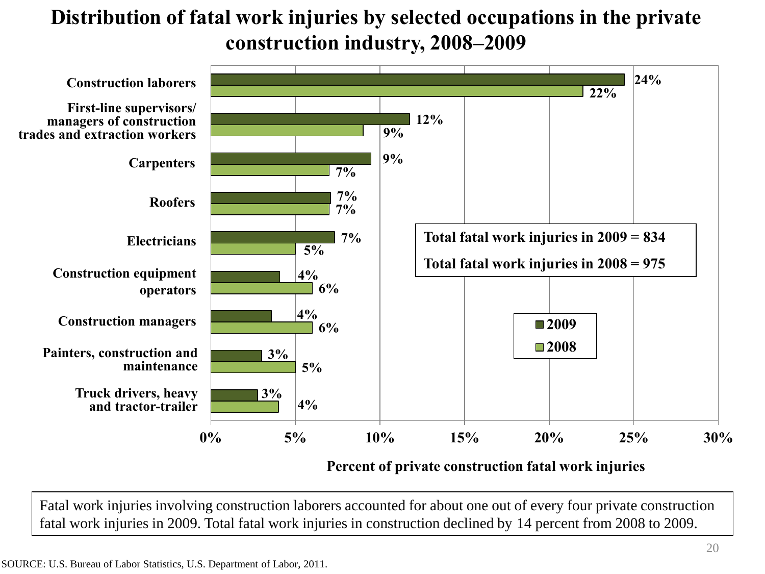# Distribution of fatal work injuries by selected occupations in the private construction industry, 2008–2009

Construction laborers
24%
22%

First-line supervisors/ managers of construction trades and extraction workers
12%
9%

Carpenters
9%
7%

Roofers
7%
7%

Electricians
7%
5%

Construction equipment operators
4%
6%

Construction managers
4%
6%

Painters, construction and maintenance
3%
5%

Truck drivers, heavy and tractor-trailer
3%
4%

Total fatal work injuries in 2009 = 834

Total fatal work injuries in 2008 = 975

2009
2008

0% 5% 10% 15% 20% 25% 30%

Percent of private construction fatal work injuries

Fatal work injuries involving construction laborers accounted for about one out of every four private construction fatal work injuries in 2009. Total fatal work injuries in construction declined by 14 percent from 2008 to 2009.

SOURCE: U.S. Bureau of Labor Statistics, U.S. Department of Labor, 2011.